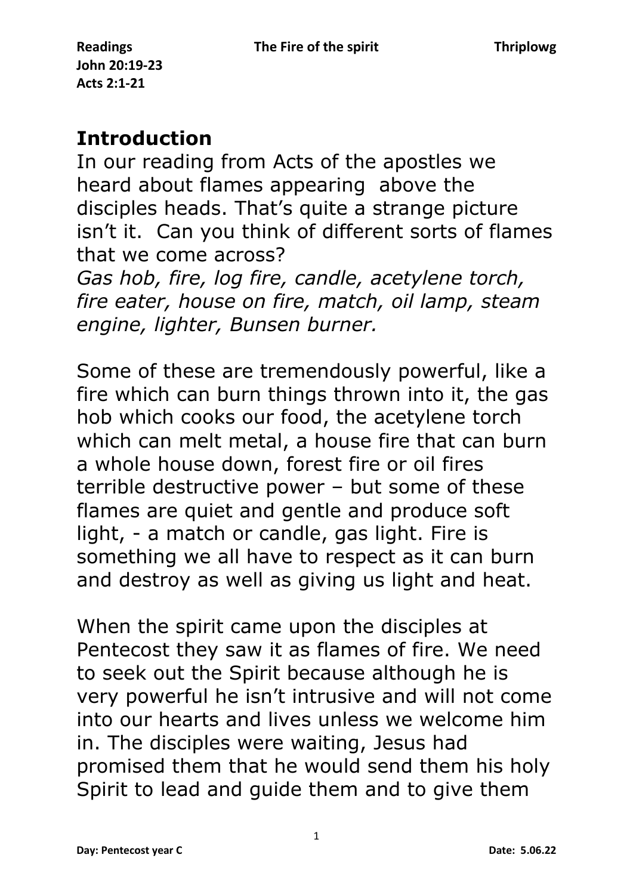**Readings**
**John 20:19-23**
**Acts 2:1-21**

## Introduction

In our reading from Acts of the apostles we heard about flames appearing  above the disciples heads. That's quite a strange picture isn't it.  Can you think of different sorts of flames that we come across?
*Gas hob, fire, log fire, candle, acetylene torch, fire eater, house on fire, match, oil lamp, steam engine, lighter, Bunsen burner.*

Some of these are tremendously powerful, like a fire which can burn things thrown into it, the gas hob which cooks our food, the acetylene torch which can melt metal, a house fire that can burn a whole house down, forest fire or oil fires terrible destructive power – but some of these flames are quiet and gentle and produce soft light, - a match or candle, gas light. Fire is something we all have to respect as it can burn and destroy as well as giving us light and heat.

When the spirit came upon the disciples at Pentecost they saw it as flames of fire. We need to seek out the Spirit because although he is very powerful he isn't intrusive and will not come into our hearts and lives unless we welcome him in. The disciples were waiting, Jesus had promised them that he would send them his holy Spirit to lead and guide them and to give them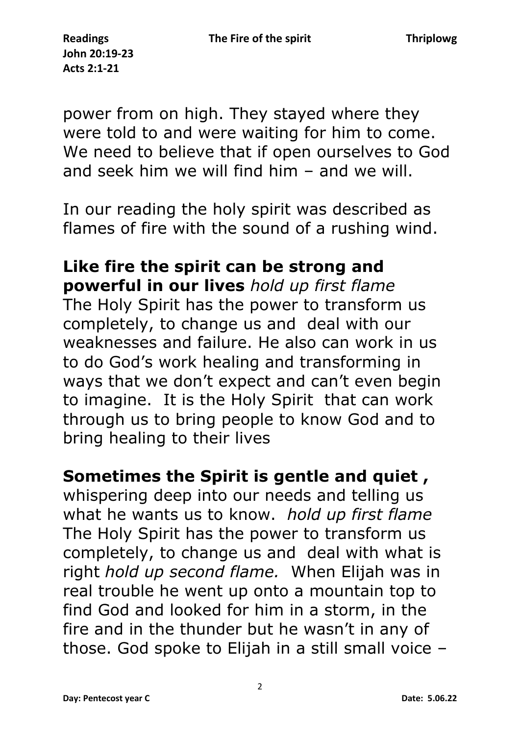power from on high. They stayed where they were told to and were waiting for him to come. We need to believe that if open ourselves to God and seek him we will find him – and we will.

In our reading the holy spirit was described as flames of fire with the sound of a rushing wind.

**Like fire the spirit can be strong and powerful in our lives** *hold up first flame* The Holy Spirit has the power to transform us completely, to change us and deal with our weaknesses and failure. He also can work in us to do God's work healing and transforming in ways that we don't expect and can't even begin to imagine. It is the Holy Spirit that can work through us to bring people to know God and to bring healing to their lives

**Sometimes the Spirit is gentle and quiet ,** whispering deep into our needs and telling us what he wants us to know. *hold up first flame* The Holy Spirit has the power to transform us completely, to change us and deal with what is right *hold up second flame.* When Elijah was in real trouble he went up onto a mountain top to find God and looked for him in a storm, in the fire and in the thunder but he wasn't in any of those. God spoke to Elijah in a still small voice –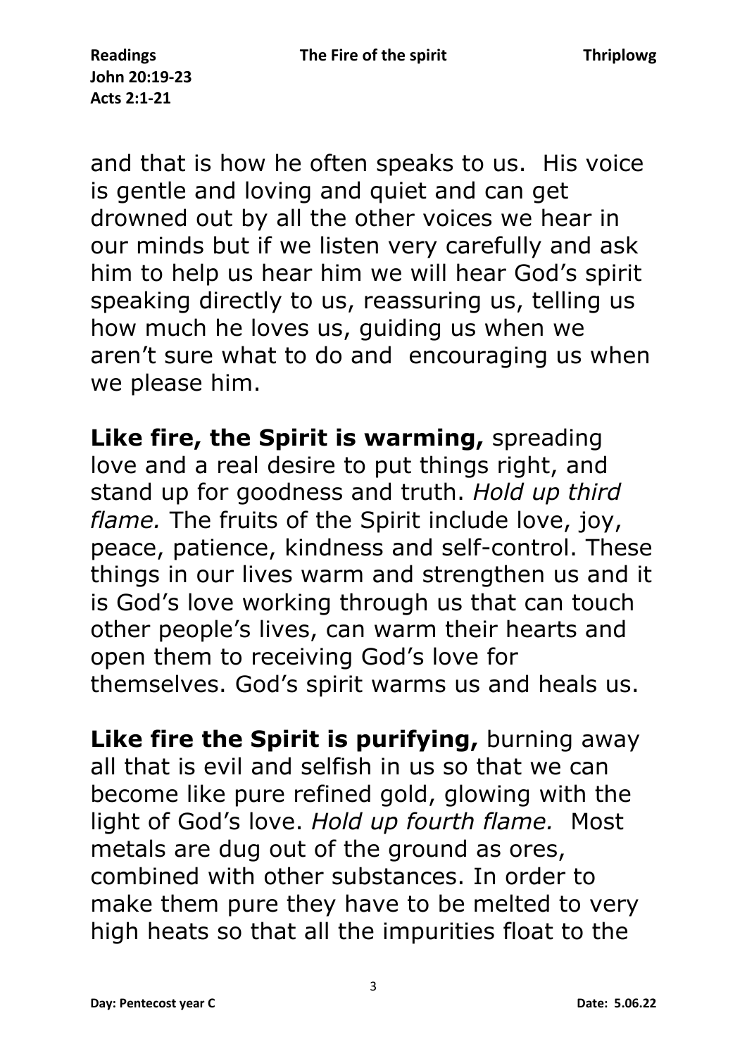and that is how he often speaks to us.  His voice is gentle and loving and quiet and can get drowned out by all the other voices we hear in our minds but if we listen very carefully and ask him to help us hear him we will hear God's spirit speaking directly to us, reassuring us, telling us how much he loves us, guiding us when we aren't sure what to do and  encouraging us when we please him.

**Like fire, the Spirit is warming,** spreading love and a real desire to put things right, and stand up for goodness and truth. *Hold up third flame.* The fruits of the Spirit include love, joy, peace, patience, kindness and self-control. These things in our lives warm and strengthen us and it is God's love working through us that can touch other people's lives, can warm their hearts and open them to receiving God's love for themselves. God's spirit warms us and heals us.

**Like fire the Spirit is purifying,** burning away all that is evil and selfish in us so that we can become like pure refined gold, glowing with the light of God's love. *Hold up fourth flame.*  Most metals are dug out of the ground as ores, combined with other substances. In order to make them pure they have to be melted to very high heats so that all the impurities float to the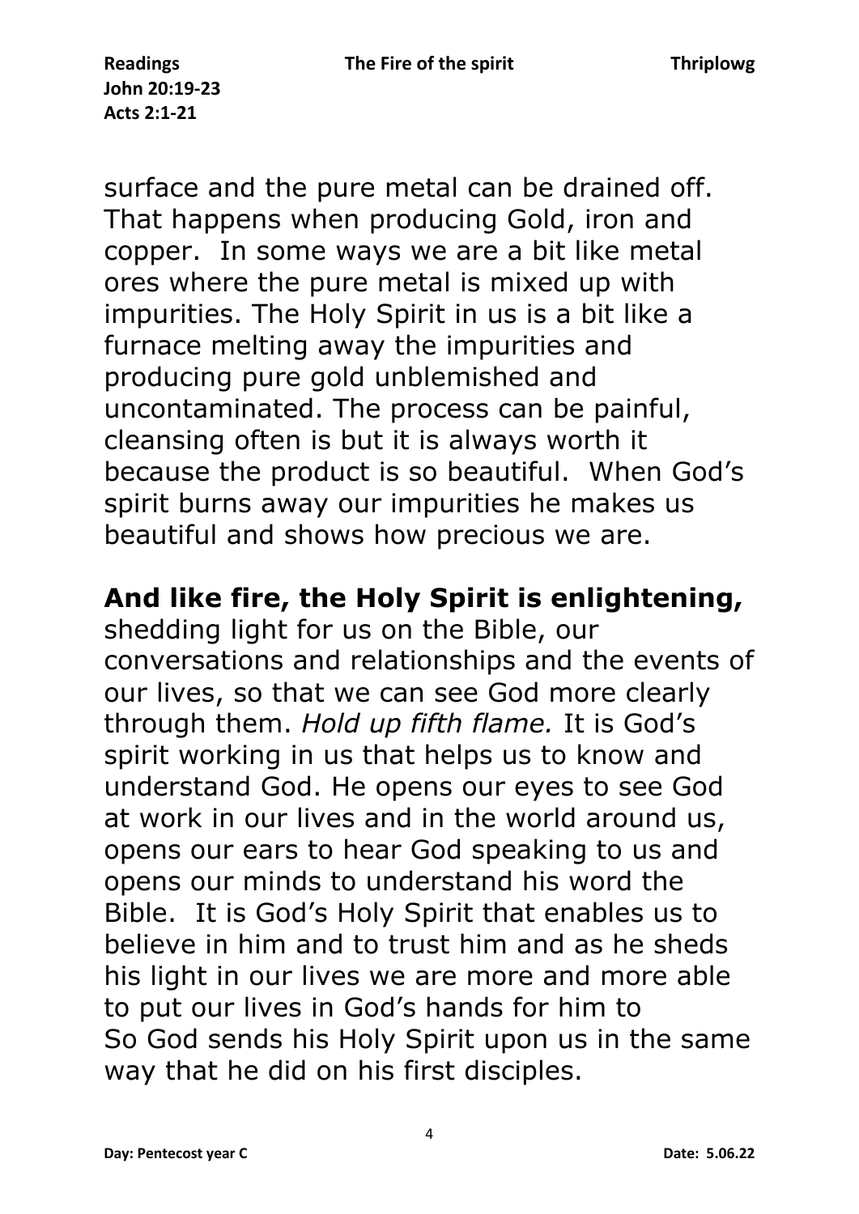surface and the pure metal can be drained off. That happens when producing Gold, iron and copper. In some ways we are a bit like metal ores where the pure metal is mixed up with impurities. The Holy Spirit in us is a bit like a furnace melting away the impurities and producing pure gold unblemished and uncontaminated. The process can be painful, cleansing often is but it is always worth it because the product is so beautiful. When God's spirit burns away our impurities he makes us beautiful and shows how precious we are.

**And like fire, the Holy Spirit is enlightening,** shedding light for us on the Bible, our conversations and relationships and the events of our lives, so that we can see God more clearly through them. *Hold up fifth flame.* It is God's spirit working in us that helps us to know and understand God. He opens our eyes to see God at work in our lives and in the world around us, opens our ears to hear God speaking to us and opens our minds to understand his word the Bible. It is God's Holy Spirit that enables us to believe in him and to trust him and as he sheds his light in our lives we are more and more able to put our lives in God's hands for him to
So God sends his Holy Spirit upon us in the same way that he did on his first disciples.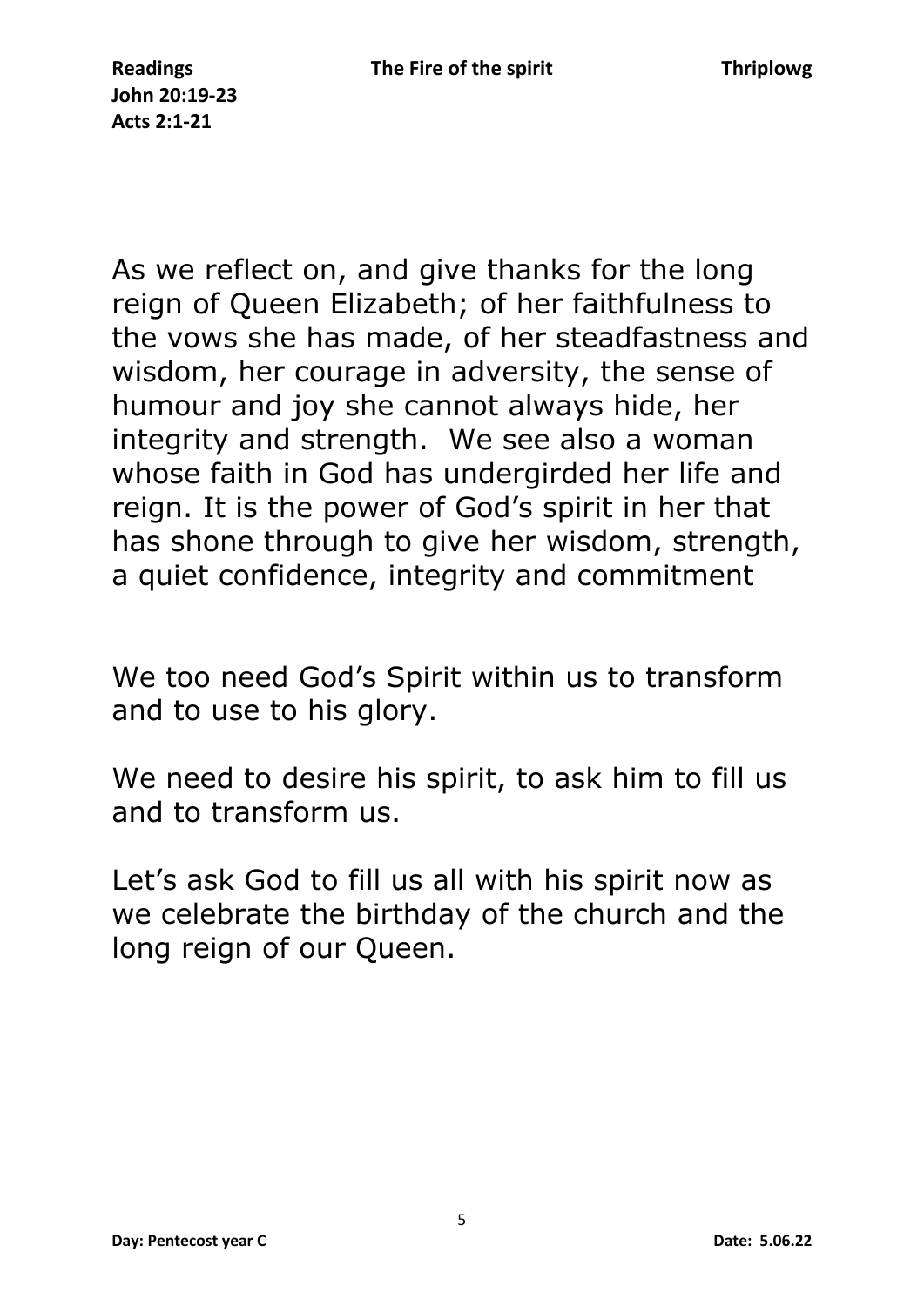As we reflect on, and give thanks for the long reign of Queen Elizabeth; of her faithfulness to the vows she has made, of her steadfastness and wisdom, her courage in adversity, the sense of humour and joy she cannot always hide, her integrity and strength. We see also a woman whose faith in God has undergirded her life and reign. It is the power of God's spirit in her that has shone through to give her wisdom, strength, a quiet confidence, integrity and commitment

We too need God's Spirit within us to transform and to use to his glory.

We need to desire his spirit, to ask him to fill us and to transform us.

Let's ask God to fill us all with his spirit now as we celebrate the birthday of the church and the long reign of our Queen.